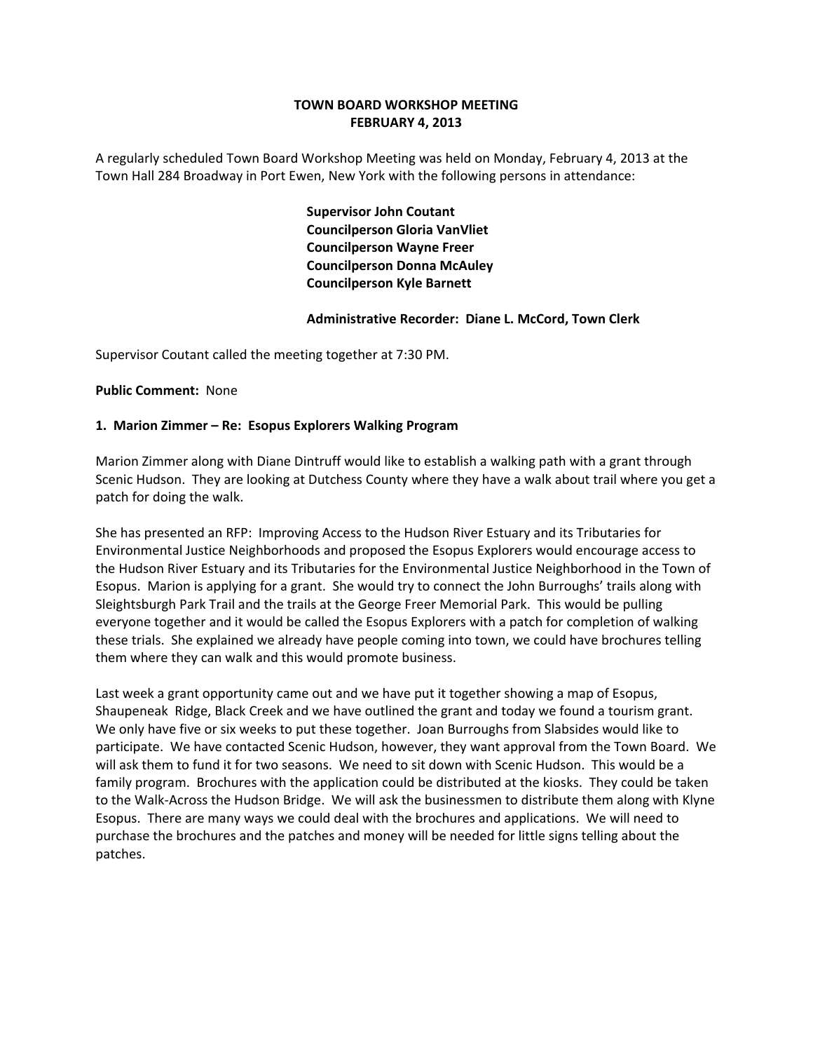# TOWN BOARD WORKSHOP MEETING
# FEBRUARY 4, 2013

A regularly scheduled Town Board Workshop Meeting was held on Monday, February 4, 2013 at the Town Hall 284 Broadway in Port Ewen, New York with the following persons in attendance:

**Supervisor John Coutant**
**Councilperson Gloria VanVliet**
**Councilperson Wayne Freer**
**Councilperson Donna McAuley**
**Councilperson Kyle Barnett**

**Administrative Recorder: Diane L. McCord, Town Clerk**

Supervisor Coutant called the meeting together at 7:30 PM.

**Public Comment:** None

**1. Marion Zimmer – Re: Esopus Explorers Walking Program**

Marion Zimmer along with Diane Dintruff would like to establish a walking path with a grant through Scenic Hudson. They are looking at Dutchess County where they have a walk about trail where you get a patch for doing the walk.

She has presented an RFP: Improving Access to the Hudson River Estuary and its Tributaries for Environmental Justice Neighborhoods and proposed the Esopus Explorers would encourage access to the Hudson River Estuary and its Tributaries for the Environmental Justice Neighborhood in the Town of Esopus. Marion is applying for a grant. She would try to connect the John Burroughs' trails along with Sleightsburgh Park Trail and the trails at the George Freer Memorial Park. This would be pulling everyone together and it would be called the Esopus Explorers with a patch for completion of walking these trials. She explained we already have people coming into town, we could have brochures telling them where they can walk and this would promote business.

Last week a grant opportunity came out and we have put it together showing a map of Esopus, Shaupeneak Ridge, Black Creek and we have outlined the grant and today we found a tourism grant. We only have five or six weeks to put these together. Joan Burroughs from Slabsides would like to participate. We have contacted Scenic Hudson, however, they want approval from the Town Board. We will ask them to fund it for two seasons. We need to sit down with Scenic Hudson. This would be a family program. Brochures with the application could be distributed at the kiosks. They could be taken to the Walk-Across the Hudson Bridge. We will ask the businessmen to distribute them along with Klyne Esopus. There are many ways we could deal with the brochures and applications. We will need to purchase the brochures and the patches and money will be needed for little signs telling about the patches.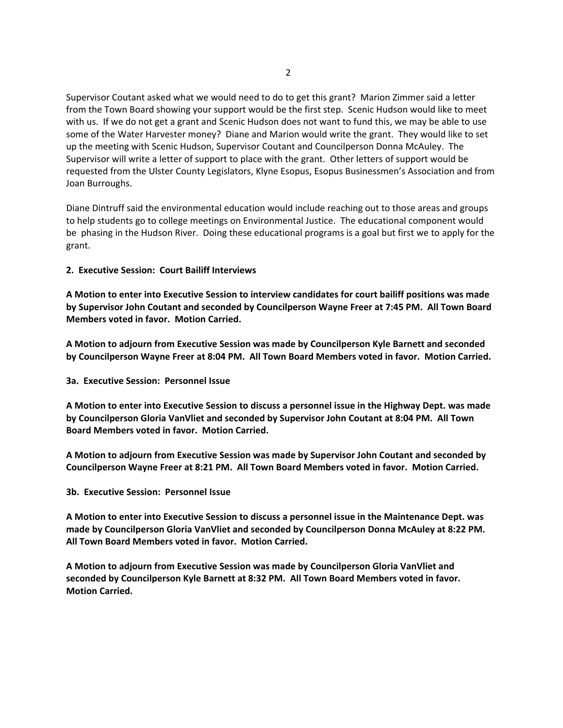Supervisor Coutant asked what we would need to do to get this grant? Marion Zimmer said a letter from the Town Board showing your support would be the first step. Scenic Hudson would like to meet with us. If we do not get a grant and Scenic Hudson does not want to fund this, we may be able to use some of the Water Harvester money? Diane and Marion would write the grant. They would like to set up the meeting with Scenic Hudson, Supervisor Coutant and Councilperson Donna McAuley. The Supervisor will write a letter of support to place with the grant. Other letters of support would be requested from the Ulster County Legislators, Klyne Esopus, Esopus Businessmen's Association and from Joan Burroughs.

Diane Dintruff said the environmental education would include reaching out to those areas and groups to help students go to college meetings on Environmental Justice. The educational component would be phasing in the Hudson River. Doing these educational programs is a goal but first we to apply for the grant.

**2. Executive Session: Court Bailiff Interviews**

**A Motion to enter into Executive Session to interview candidates for court bailiff positions was made by Supervisor John Coutant and seconded by Councilperson Wayne Freer at 7:45 PM. All Town Board Members voted in favor. Motion Carried.**

**A Motion to adjourn from Executive Session was made by Councilperson Kyle Barnett and seconded by Councilperson Wayne Freer at 8:04 PM. All Town Board Members voted in favor. Motion Carried.**

**3a. Executive Session: Personnel Issue**

**A Motion to enter into Executive Session to discuss a personnel issue in the Highway Dept. was made by Councilperson Gloria VanVliet and seconded by Supervisor John Coutant at 8:04 PM. All Town Board Members voted in favor. Motion Carried.**

**A Motion to adjourn from Executive Session was made by Supervisor John Coutant and seconded by Councilperson Wayne Freer at 8:21 PM. All Town Board Members voted in favor. Motion Carried.**

**3b. Executive Session: Personnel Issue**

**A Motion to enter into Executive Session to discuss a personnel issue in the Maintenance Dept. was made by Councilperson Gloria VanVliet and seconded by Councilperson Donna McAuley at 8:22 PM. All Town Board Members voted in favor. Motion Carried.**

**A Motion to adjourn from Executive Session was made by Councilperson Gloria VanVliet and seconded by Councilperson Kyle Barnett at 8:32 PM. All Town Board Members voted in favor. Motion Carried.**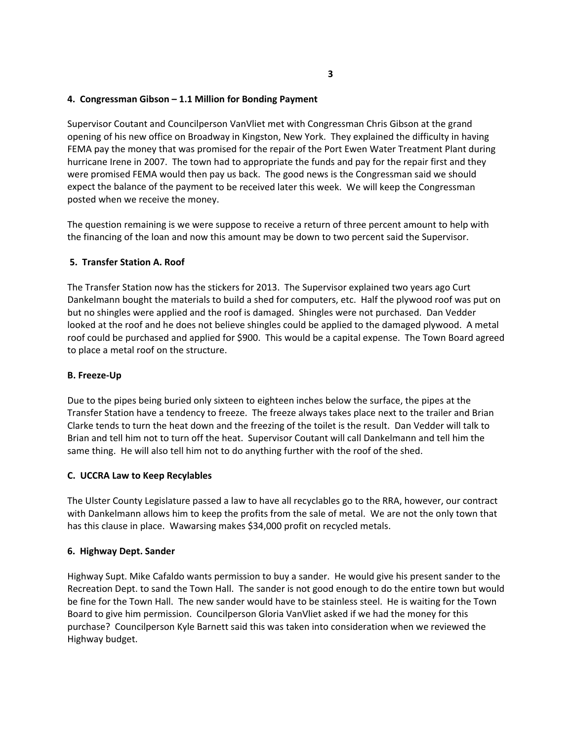**4. Congressman Gibson – 1.1 Million for Bonding Payment**

Supervisor Coutant and Councilperson VanVliet met with Congressman Chris Gibson at the grand opening of his new office on Broadway in Kingston, New York. They explained the difficulty in having FEMA pay the money that was promised for the repair of the Port Ewen Water Treatment Plant during hurricane Irene in 2007. The town had to appropriate the funds and pay for the repair first and they were promised FEMA would then pay us back. The good news is the Congressman said we should expect the balance of the payment to be received later this week. We will keep the Congressman posted when we receive the money.

The question remaining is we were suppose to receive a return of three percent amount to help with the financing of the loan and now this amount may be down to two percent said the Supervisor.

**5. Transfer Station A. Roof**

The Transfer Station now has the stickers for 2013. The Supervisor explained two years ago Curt Dankelmann bought the materials to build a shed for computers, etc. Half the plywood roof was put on but no shingles were applied and the roof is damaged. Shingles were not purchased. Dan Vedder looked at the roof and he does not believe shingles could be applied to the damaged plywood. A metal roof could be purchased and applied for $900. This would be a capital expense. The Town Board agreed to place a metal roof on the structure.

**B. Freeze-Up**

Due to the pipes being buried only sixteen to eighteen inches below the surface, the pipes at the Transfer Station have a tendency to freeze. The freeze always takes place next to the trailer and Brian Clarke tends to turn the heat down and the freezing of the toilet is the result. Dan Vedder will talk to Brian and tell him not to turn off the heat. Supervisor Coutant will call Dankelmann and tell him the same thing. He will also tell him not to do anything further with the roof of the shed.

**C. UCCRA Law to Keep Recylables**

The Ulster County Legislature passed a law to have all recyclables go to the RRA, however, our contract with Dankelmann allows him to keep the profits from the sale of metal. We are not the only town that has this clause in place. Wawarsing makes $34,000 profit on recycled metals.

**6. Highway Dept. Sander**

Highway Supt. Mike Cafaldo wants permission to buy a sander. He would give his present sander to the Recreation Dept. to sand the Town Hall. The sander is not good enough to do the entire town but would be fine for the Town Hall. The new sander would have to be stainless steel. He is waiting for the Town Board to give him permission. Councilperson Gloria VanVliet asked if we had the money for this purchase? Councilperson Kyle Barnett said this was taken into consideration when we reviewed the Highway budget.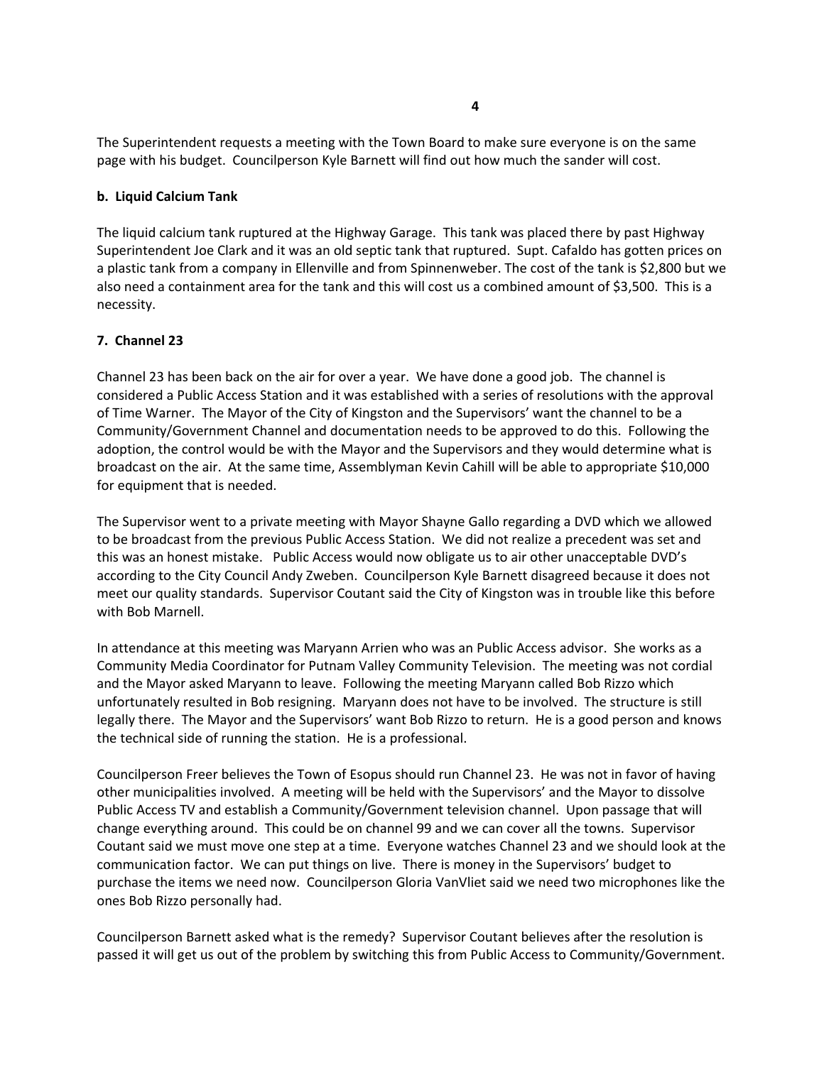The Superintendent requests a meeting with the Town Board to make sure everyone is on the same page with his budget. Councilperson Kyle Barnett will find out how much the sander will cost.

**b. Liquid Calcium Tank**

The liquid calcium tank ruptured at the Highway Garage. This tank was placed there by past Highway Superintendent Joe Clark and it was an old septic tank that ruptured. Supt. Cafaldo has gotten prices on a plastic tank from a company in Ellenville and from Spinnenweber. The cost of the tank is $2,800 but we also need a containment area for the tank and this will cost us a combined amount of $3,500. This is a necessity.

**7. Channel 23**

Channel 23 has been back on the air for over a year. We have done a good job. The channel is considered a Public Access Station and it was established with a series of resolutions with the approval of Time Warner. The Mayor of the City of Kingston and the Supervisors' want the channel to be a Community/Government Channel and documentation needs to be approved to do this. Following the adoption, the control would be with the Mayor and the Supervisors and they would determine what is broadcast on the air. At the same time, Assemblyman Kevin Cahill will be able to appropriate $10,000 for equipment that is needed.

The Supervisor went to a private meeting with Mayor Shayne Gallo regarding a DVD which we allowed to be broadcast from the previous Public Access Station. We did not realize a precedent was set and this was an honest mistake. Public Access would now obligate us to air other unacceptable DVD's according to the City Council Andy Zweben. Councilperson Kyle Barnett disagreed because it does not meet our quality standards. Supervisor Coutant said the City of Kingston was in trouble like this before with Bob Marnell.

In attendance at this meeting was Maryann Arrien who was an Public Access advisor. She works as a Community Media Coordinator for Putnam Valley Community Television. The meeting was not cordial and the Mayor asked Maryann to leave. Following the meeting Maryann called Bob Rizzo which unfortunately resulted in Bob resigning. Maryann does not have to be involved. The structure is still legally there. The Mayor and the Supervisors' want Bob Rizzo to return. He is a good person and knows the technical side of running the station. He is a professional.

Councilperson Freer believes the Town of Esopus should run Channel 23. He was not in favor of having other municipalities involved. A meeting will be held with the Supervisors' and the Mayor to dissolve Public Access TV and establish a Community/Government television channel. Upon passage that will change everything around. This could be on channel 99 and we can cover all the towns. Supervisor Coutant said we must move one step at a time. Everyone watches Channel 23 and we should look at the communication factor. We can put things on live. There is money in the Supervisors' budget to purchase the items we need now. Councilperson Gloria VanVliet said we need two microphones like the ones Bob Rizzo personally had.

Councilperson Barnett asked what is the remedy? Supervisor Coutant believes after the resolution is passed it will get us out of the problem by switching this from Public Access to Community/Government.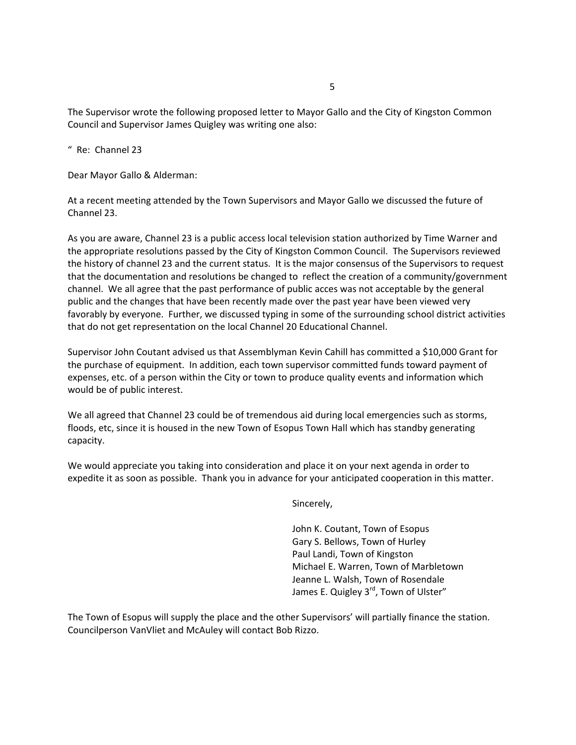The Supervisor wrote the following proposed letter to Mayor Gallo and the City of Kingston Common Council and Supervisor James Quigley was writing one also:

" Re: Channel 23

Dear Mayor Gallo & Alderman:

At a recent meeting attended by the Town Supervisors and Mayor Gallo we discussed the future of Channel 23.

As you are aware, Channel 23 is a public access local television station authorized by Time Warner and the appropriate resolutions passed by the City of Kingston Common Council. The Supervisors reviewed the history of channel 23 and the current status. It is the major consensus of the Supervisors to request that the documentation and resolutions be changed to reflect the creation of a community/government channel. We all agree that the past performance of public acces was not acceptable by the general public and the changes that have been recently made over the past year have been viewed very favorably by everyone. Further, we discussed typing in some of the surrounding school district activities that do not get representation on the local Channel 20 Educational Channel.

Supervisor John Coutant advised us that Assemblyman Kevin Cahill has committed a $10,000 Grant for the purchase of equipment. In addition, each town supervisor committed funds toward payment of expenses, etc. of a person within the City or town to produce quality events and information which would be of public interest.

We all agreed that Channel 23 could be of tremendous aid during local emergencies such as storms, floods, etc, since it is housed in the new Town of Esopus Town Hall which has standby generating capacity.

We would appreciate you taking into consideration and place it on your next agenda in order to expedite it as soon as possible. Thank you in advance for your anticipated cooperation in this matter.

Sincerely,

John K. Coutant, Town of Esopus
Gary S. Bellows, Town of Hurley
Paul Landi, Town of Kingston
Michael E. Warren, Town of Marbletown
Jeanne L. Walsh, Town of Rosendale
James E. Quigley 3rd, Town of Ulster"

The Town of Esopus will supply the place and the other Supervisors' will partially finance the station. Councilperson VanVliet and McAuley will contact Bob Rizzo.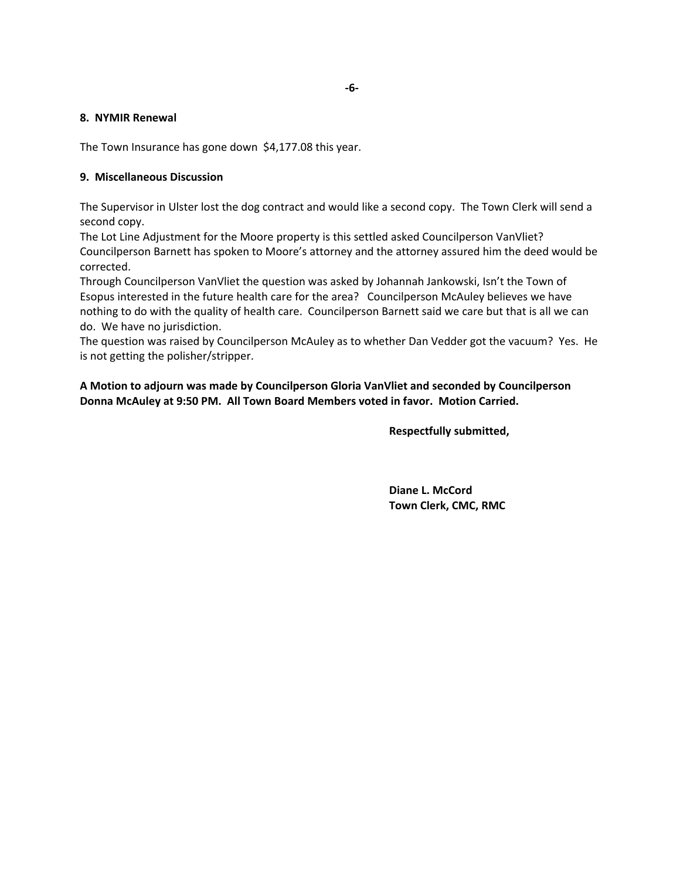**8. NYMIR Renewal**

The Town Insurance has gone down $4,177.08 this year.

**9. Miscellaneous Discussion**

The Supervisor in Ulster lost the dog contract and would like a second copy. The Town Clerk will send a second copy.
The Lot Line Adjustment for the Moore property is this settled asked Councilperson VanVliet? Councilperson Barnett has spoken to Moore's attorney and the attorney assured him the deed would be corrected.
Through Councilperson VanVliet the question was asked by Johannah Jankowski, Isn't the Town of Esopus interested in the future health care for the area? Councilperson McAuley believes we have nothing to do with the quality of health care. Councilperson Barnett said we care but that is all we can do. We have no jurisdiction.
The question was raised by Councilperson McAuley as to whether Dan Vedder got the vacuum? Yes. He is not getting the polisher/stripper.

**A Motion to adjourn was made by Councilperson Gloria VanVliet and seconded by Councilperson Donna McAuley at 9:50 PM. All Town Board Members voted in favor. Motion Carried.**

**Respectfully submitted,**

**Diane L. McCord**
**Town Clerk, CMC, RMC**